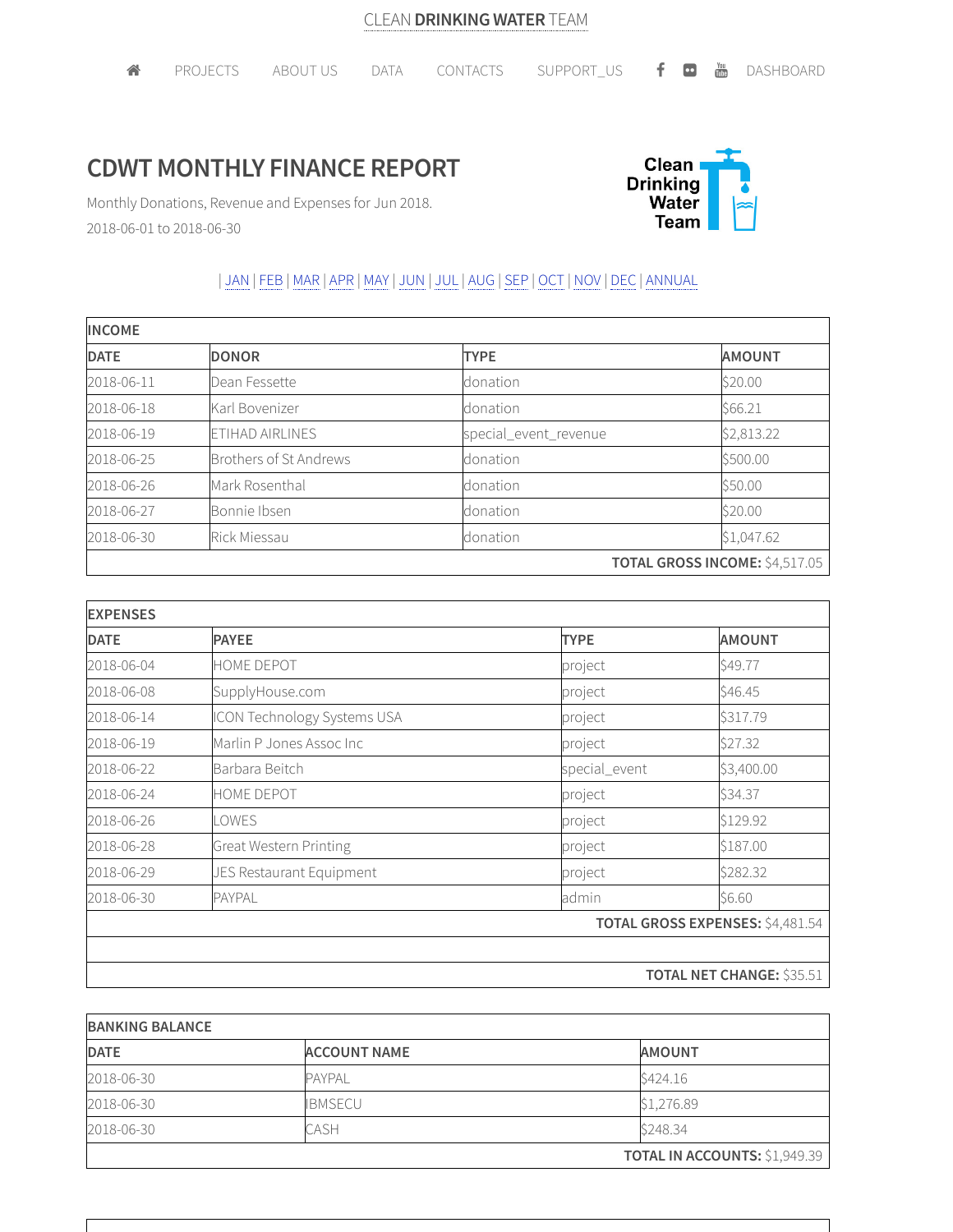CLEAN **DRINKING WATER** TEAM

PROJECTS ABOUT US DATA CONTACTS SUPPORT_US DASHBOARD

# CDWT MONTHLY FINANCE REPORT

Monthly Donations, Revenue and Expenses for Jun 2018.

2018-06-01 to 2018-06-30

| JAN | FEB | MAR | APR | MAY | JUN | JUL | AUG | SEP | OCT | NOV | DEC | ANNUAL

| INCOME | | | |
|---|---|---|---|
| **DATE** | **DONOR** | **TYPE** | **AMOUNT** |
| 2018-06-11 | Dean Fessette | donation | $20.00 |
| 2018-06-18 | Karl Bovenizer | donation | $66.21 |
| 2018-06-19 | ETIHAD AIRLINES | special_event_revenue | $2,813.22 |
| 2018-06-25 | Brothers of St Andrews | donation | $500.00 |
| 2018-06-26 | Mark Rosenthal | donation | $50.00 |
| 2018-06-27 | Bonnie Ibsen | donation | $20.00 |
| 2018-06-30 | Rick Miessau | donation | $1,047.62 |
| | | | **TOTAL GROSS INCOME:** $4,517.05 |

| EXPENSES | | | |
|---|---|---|---|
| **DATE** | **PAYEE** | **TYPE** | **AMOUNT** |
| 2018-06-04 | HOME DEPOT | project | $49.77 |
| 2018-06-08 | SupplyHouse.com | project | $46.45 |
| 2018-06-14 | ICON Technology Systems USA | project | $317.79 |
| 2018-06-19 | Marlin P Jones Assoc Inc | project | $27.32 |
| 2018-06-22 | Barbara Beitch | special_event | $3,400.00 |
| 2018-06-24 | HOME DEPOT | project | $34.37 |
| 2018-06-26 | LOWES | project | $129.92 |
| 2018-06-28 | Great Western Printing | project | $187.00 |
| 2018-06-29 | JES Restaurant Equipment | project | $282.32 |
| 2018-06-30 | PAYPAL | admin | $6.60 |
| | | | **TOTAL GROSS EXPENSES:** $4,481.54 |
| | | | |
| | | | **TOTAL NET CHANGE:** $35.51 |

| BANKING BALANCE | | |
|---|---|---|
| **DATE** | **ACCOUNT NAME** | **AMOUNT** |
| 2018-06-30 | PAYPAL | $424.16 |
| 2018-06-30 | IBMSECU | $1,276.89 |
| 2018-06-30 | CASH | $248.34 |
| | | **TOTAL IN ACCOUNTS:** $1,949.39 |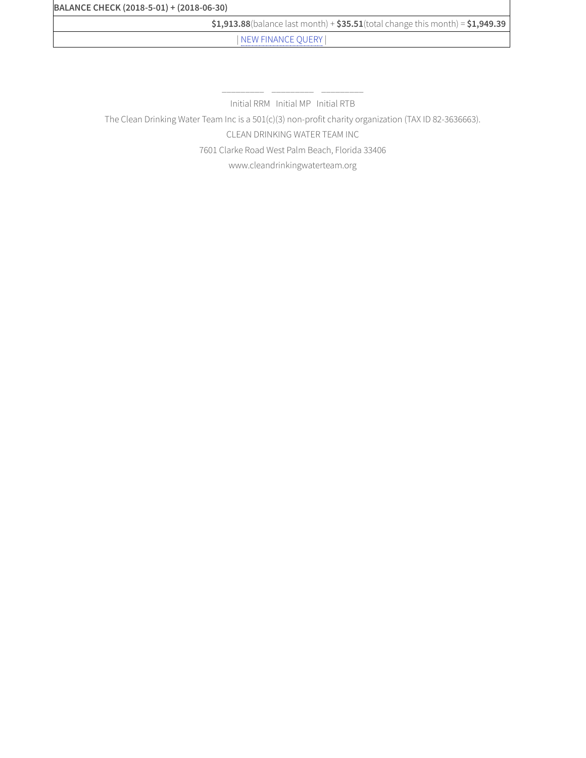| BALANCE CHECK (2018-5-01) + (2018-06-30) |
| --- |
| **$1,913.88**(balance last month) + **$35.51**(total change this month) = **$1,949.39** |
| \| NEW FINANCE QUERY \| |

_________ _________ _________

Initial RRM Initial MP Initial RTB

The Clean Drinking Water Team Inc is a 501(c)(3) non-profit charity organization (TAX ID 82-3636663).

CLEAN DRINKING WATER TEAM INC

7601 Clarke Road West Palm Beach, Florida 33406

www.cleandrinkingwaterteam.org